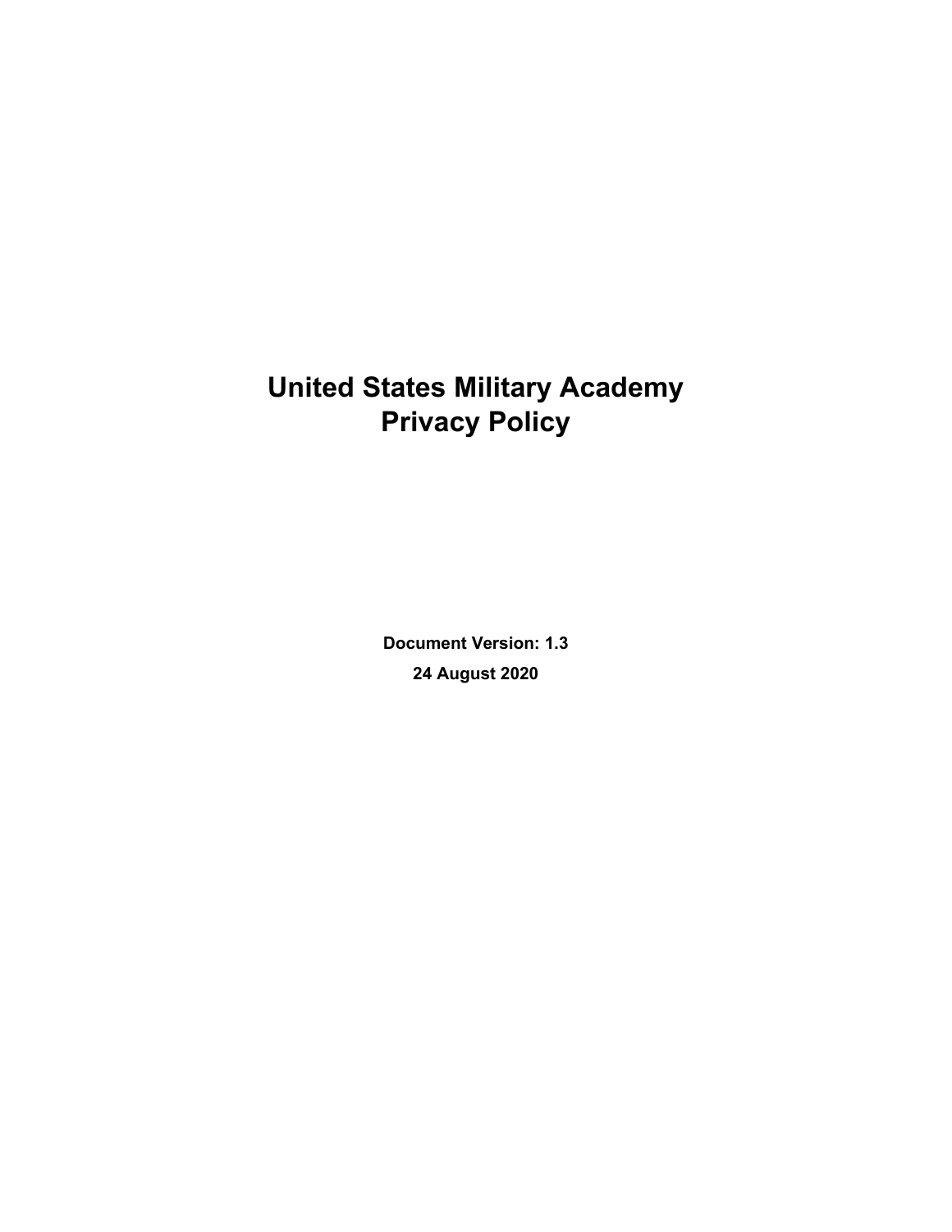# United States Military Academy Privacy Policy

**Document Version: 1.3**

**24 August 2020**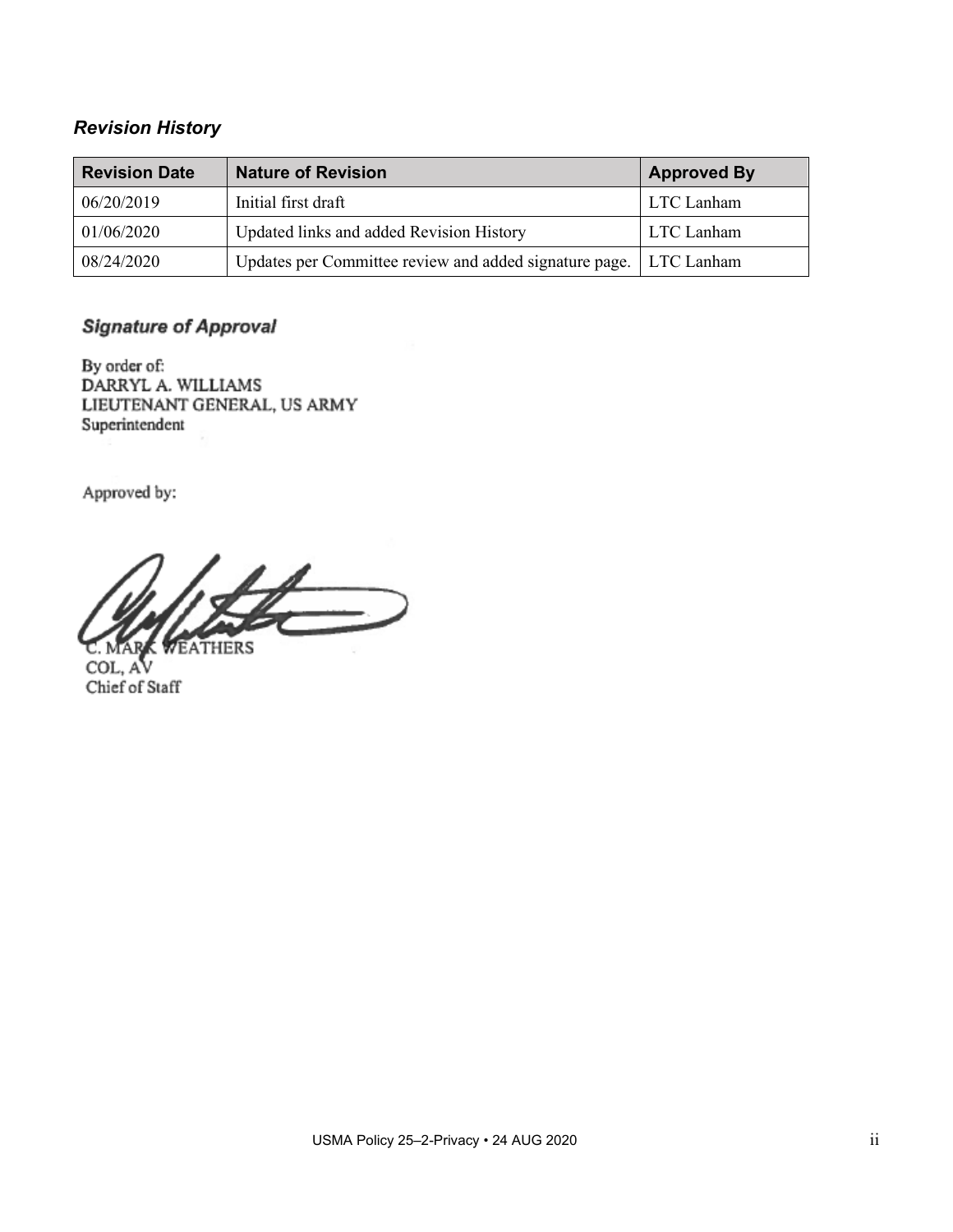### *Revision History*

| Revision Date | Nature of Revision | Approved By |
|---|---|---|
| 06/20/2019 | Initial first draft | LTC Lanham |
| 01/06/2020 | Updated links and added Revision History | LTC Lanham |
| 08/24/2020 | Updates per Committee review and added signature page. | LTC Lanham |

### *Signature of Approval*

By order of:
DARRYL A. WILLIAMS
LIEUTENANT GENERAL, US ARMY
Superintendent

Approved by:

C. MARK WEATHERS
COL, AV
Chief of Staff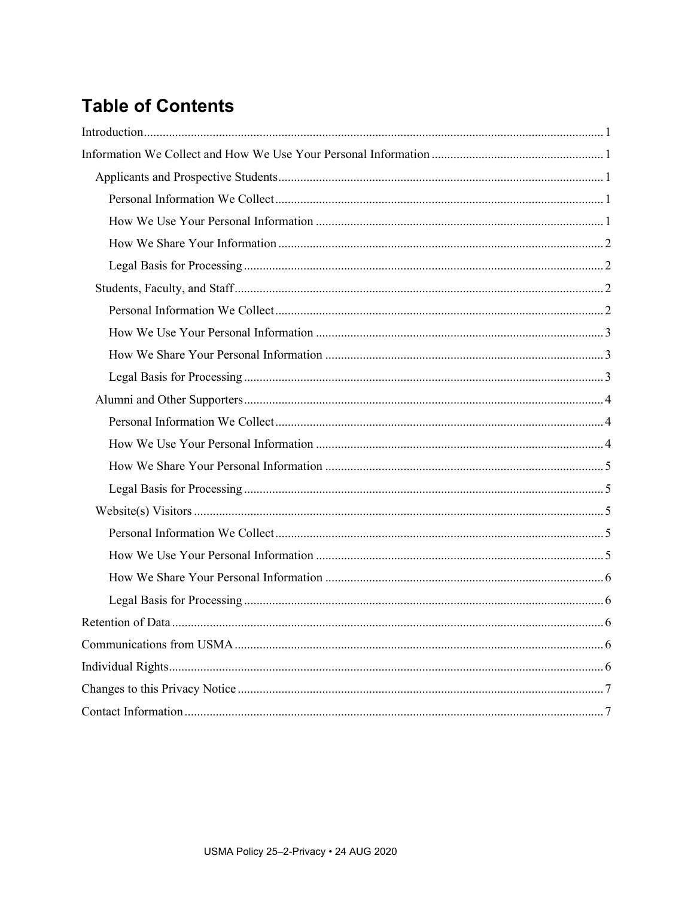# Table of Contents

- Introduction ..... 1
- Information We Collect and How We Use Your Personal Information ..... 1
  - Applicants and Prospective Students ..... 1
    - Personal Information We Collect ..... 1
    - How We Use Your Personal Information ..... 1
    - How We Share Your Information ..... 2
    - Legal Basis for Processing ..... 2
  - Students, Faculty, and Staff ..... 2
    - Personal Information We Collect ..... 2
    - How We Use Your Personal Information ..... 3
    - How We Share Your Personal Information ..... 3
    - Legal Basis for Processing ..... 3
  - Alumni and Other Supporters ..... 4
    - Personal Information We Collect ..... 4
    - How We Use Your Personal Information ..... 4
    - How We Share Your Personal Information ..... 5
    - Legal Basis for Processing ..... 5
  - Website(s) Visitors ..... 5
    - Personal Information We Collect ..... 5
    - How We Use Your Personal Information ..... 5
    - How We Share Your Personal Information ..... 6
    - Legal Basis for Processing ..... 6
- Retention of Data ..... 6
- Communications from USMA ..... 6
- Individual Rights ..... 6
- Changes to this Privacy Notice ..... 7
- Contact Information ..... 7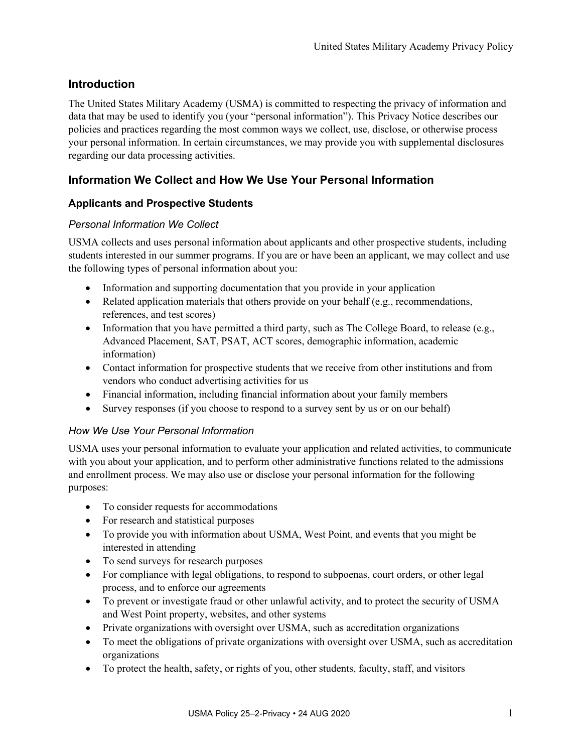## Introduction

The United States Military Academy (USMA) is committed to respecting the privacy of information and data that may be used to identify you (your "personal information"). This Privacy Notice describes our policies and practices regarding the most common ways we collect, use, disclose, or otherwise process your personal information. In certain circumstances, we may provide you with supplemental disclosures regarding our data processing activities.

## Information We Collect and How We Use Your Personal Information

### Applicants and Prospective Students

#### *Personal Information We Collect*

USMA collects and uses personal information about applicants and other prospective students, including students interested in our summer programs. If you are or have been an applicant, we may collect and use the following types of personal information about you:

- Information and supporting documentation that you provide in your application
- Related application materials that others provide on your behalf (e.g., recommendations, references, and test scores)
- Information that you have permitted a third party, such as The College Board, to release (e.g., Advanced Placement, SAT, PSAT, ACT scores, demographic information, academic information)
- Contact information for prospective students that we receive from other institutions and from vendors who conduct advertising activities for us
- Financial information, including financial information about your family members
- Survey responses (if you choose to respond to a survey sent by us or on our behalf)

#### *How We Use Your Personal Information*

USMA uses your personal information to evaluate your application and related activities, to communicate with you about your application, and to perform other administrative functions related to the admissions and enrollment process. We may also use or disclose your personal information for the following purposes:

- To consider requests for accommodations
- For research and statistical purposes
- To provide you with information about USMA, West Point, and events that you might be interested in attending
- To send surveys for research purposes
- For compliance with legal obligations, to respond to subpoenas, court orders, or other legal process, and to enforce our agreements
- To prevent or investigate fraud or other unlawful activity, and to protect the security of USMA and West Point property, websites, and other systems
- Private organizations with oversight over USMA, such as accreditation organizations
- To meet the obligations of private organizations with oversight over USMA, such as accreditation organizations
- To protect the health, safety, or rights of you, other students, faculty, staff, and visitors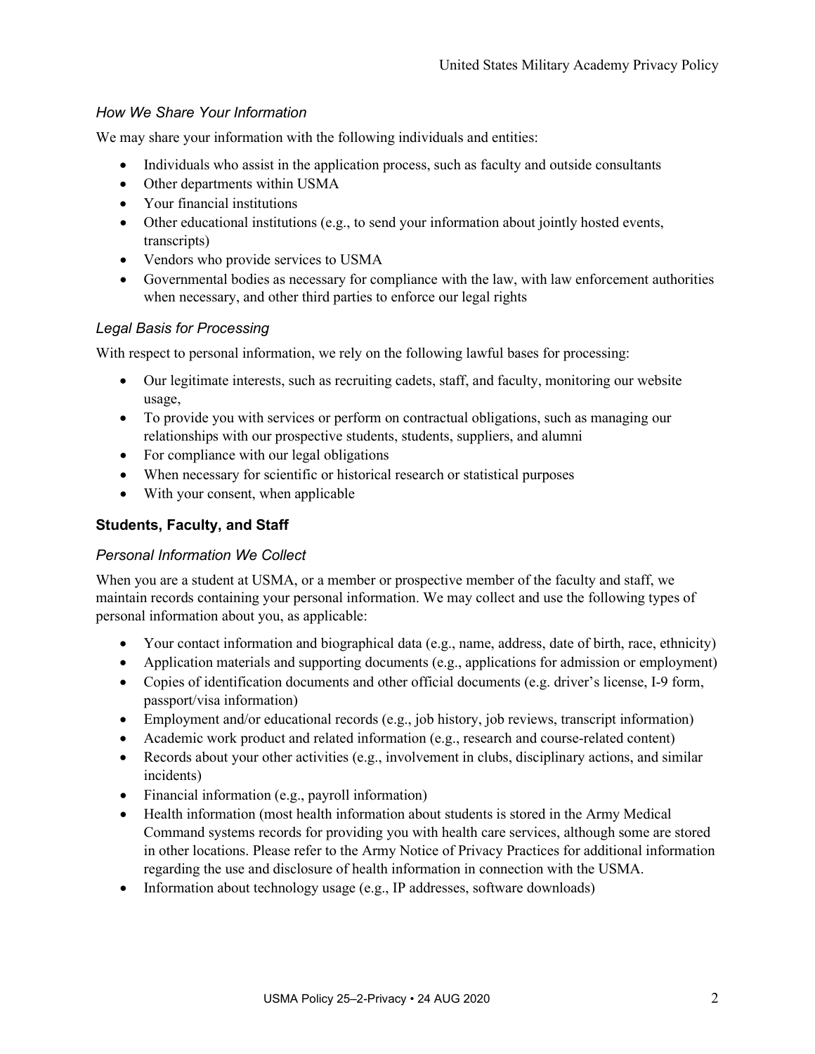### *How We Share Your Information*

We may share your information with the following individuals and entities:

- Individuals who assist in the application process, such as faculty and outside consultants
- Other departments within USMA
- Your financial institutions
- Other educational institutions (e.g., to send your information about jointly hosted events, transcripts)
- Vendors who provide services to USMA
- Governmental bodies as necessary for compliance with the law, with law enforcement authorities when necessary, and other third parties to enforce our legal rights

### *Legal Basis for Processing*

With respect to personal information, we rely on the following lawful bases for processing:

- Our legitimate interests, such as recruiting cadets, staff, and faculty, monitoring our website usage,
- To provide you with services or perform on contractual obligations, such as managing our relationships with our prospective students, students, suppliers, and alumni
- For compliance with our legal obligations
- When necessary for scientific or historical research or statistical purposes
- With your consent, when applicable

## **Students, Faculty, and Staff**

### *Personal Information We Collect*

When you are a student at USMA, or a member or prospective member of the faculty and staff, we maintain records containing your personal information. We may collect and use the following types of personal information about you, as applicable:

- Your contact information and biographical data (e.g., name, address, date of birth, race, ethnicity)
- Application materials and supporting documents (e.g., applications for admission or employment)
- Copies of identification documents and other official documents (e.g. driver's license, I-9 form, passport/visa information)
- Employment and/or educational records (e.g., job history, job reviews, transcript information)
- Academic work product and related information (e.g., research and course-related content)
- Records about your other activities (e.g., involvement in clubs, disciplinary actions, and similar incidents)
- Financial information (e.g., payroll information)
- Health information (most health information about students is stored in the Army Medical Command systems records for providing you with health care services, although some are stored in other locations. Please refer to the Army Notice of Privacy Practices for additional information regarding the use and disclosure of health information in connection with the USMA.
- Information about technology usage (e.g., IP addresses, software downloads)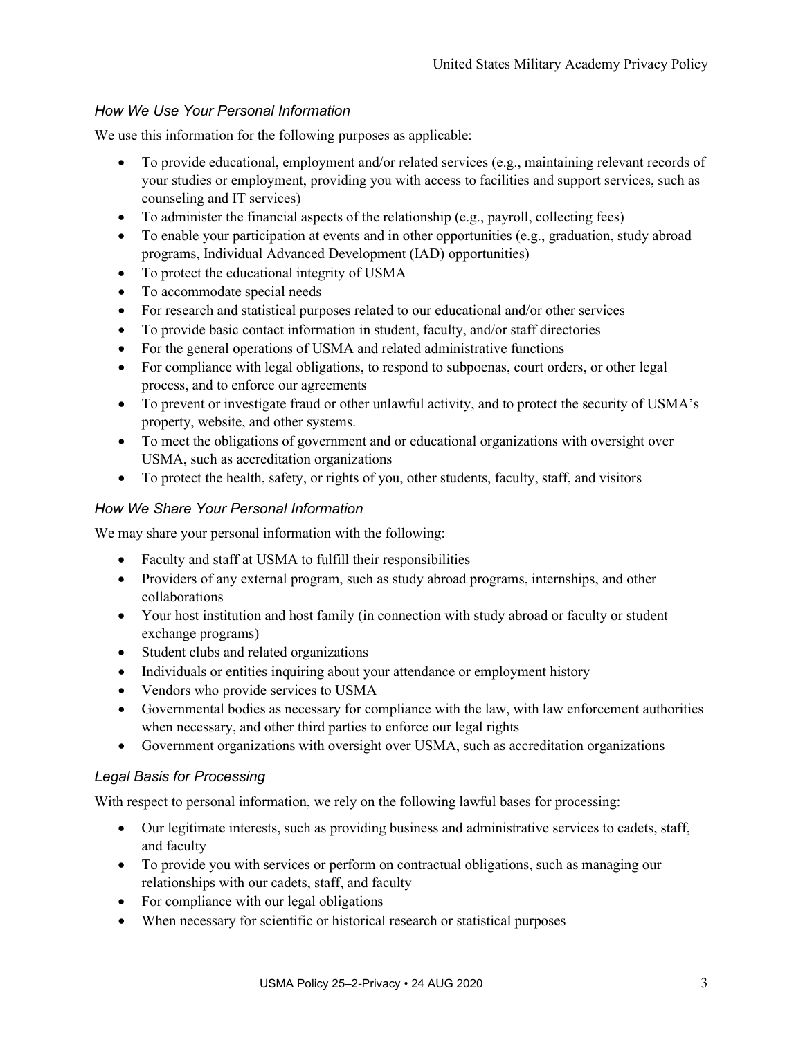### *How We Use Your Personal Information*

We use this information for the following purposes as applicable:

- To provide educational, employment and/or related services (e.g., maintaining relevant records of your studies or employment, providing you with access to facilities and support services, such as counseling and IT services)
- To administer the financial aspects of the relationship (e.g., payroll, collecting fees)
- To enable your participation at events and in other opportunities (e.g., graduation, study abroad programs, Individual Advanced Development (IAD) opportunities)
- To protect the educational integrity of USMA
- To accommodate special needs
- For research and statistical purposes related to our educational and/or other services
- To provide basic contact information in student, faculty, and/or staff directories
- For the general operations of USMA and related administrative functions
- For compliance with legal obligations, to respond to subpoenas, court orders, or other legal process, and to enforce our agreements
- To prevent or investigate fraud or other unlawful activity, and to protect the security of USMA's property, website, and other systems.
- To meet the obligations of government and or educational organizations with oversight over USMA, such as accreditation organizations
- To protect the health, safety, or rights of you, other students, faculty, staff, and visitors

### *How We Share Your Personal Information*

We may share your personal information with the following:

- Faculty and staff at USMA to fulfill their responsibilities
- Providers of any external program, such as study abroad programs, internships, and other collaborations
- Your host institution and host family (in connection with study abroad or faculty or student exchange programs)
- Student clubs and related organizations
- Individuals or entities inquiring about your attendance or employment history
- Vendors who provide services to USMA
- Governmental bodies as necessary for compliance with the law, with law enforcement authorities when necessary, and other third parties to enforce our legal rights
- Government organizations with oversight over USMA, such as accreditation organizations

### *Legal Basis for Processing*

With respect to personal information, we rely on the following lawful bases for processing:

- Our legitimate interests, such as providing business and administrative services to cadets, staff, and faculty
- To provide you with services or perform on contractual obligations, such as managing our relationships with our cadets, staff, and faculty
- For compliance with our legal obligations
- When necessary for scientific or historical research or statistical purposes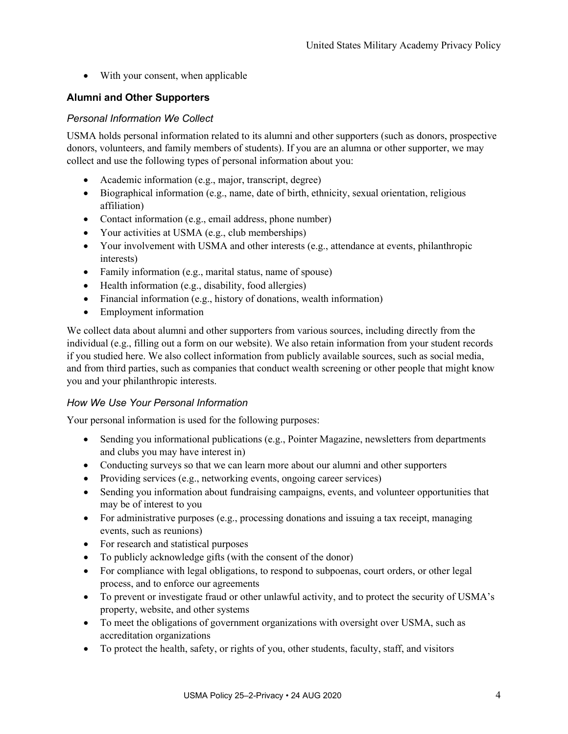- With your consent, when applicable

### Alumni and Other Supporters

#### *Personal Information We Collect*

USMA holds personal information related to its alumni and other supporters (such as donors, prospective donors, volunteers, and family members of students). If you are an alumna or other supporter, we may collect and use the following types of personal information about you:

- Academic information (e.g., major, transcript, degree)
- Biographical information (e.g., name, date of birth, ethnicity, sexual orientation, religious affiliation)
- Contact information (e.g., email address, phone number)
- Your activities at USMA (e.g., club memberships)
- Your involvement with USMA and other interests (e.g., attendance at events, philanthropic interests)
- Family information (e.g., marital status, name of spouse)
- Health information (e.g., disability, food allergies)
- Financial information (e.g., history of donations, wealth information)
- Employment information

We collect data about alumni and other supporters from various sources, including directly from the individual (e.g., filling out a form on our website). We also retain information from your student records if you studied here. We also collect information from publicly available sources, such as social media, and from third parties, such as companies that conduct wealth screening or other people that might know you and your philanthropic interests.

#### *How We Use Your Personal Information*

Your personal information is used for the following purposes:

- Sending you informational publications (e.g., Pointer Magazine, newsletters from departments and clubs you may have interest in)
- Conducting surveys so that we can learn more about our alumni and other supporters
- Providing services (e.g., networking events, ongoing career services)
- Sending you information about fundraising campaigns, events, and volunteer opportunities that may be of interest to you
- For administrative purposes (e.g., processing donations and issuing a tax receipt, managing events, such as reunions)
- For research and statistical purposes
- To publicly acknowledge gifts (with the consent of the donor)
- For compliance with legal obligations, to respond to subpoenas, court orders, or other legal process, and to enforce our agreements
- To prevent or investigate fraud or other unlawful activity, and to protect the security of USMA's property, website, and other systems
- To meet the obligations of government organizations with oversight over USMA, such as accreditation organizations
- To protect the health, safety, or rights of you, other students, faculty, staff, and visitors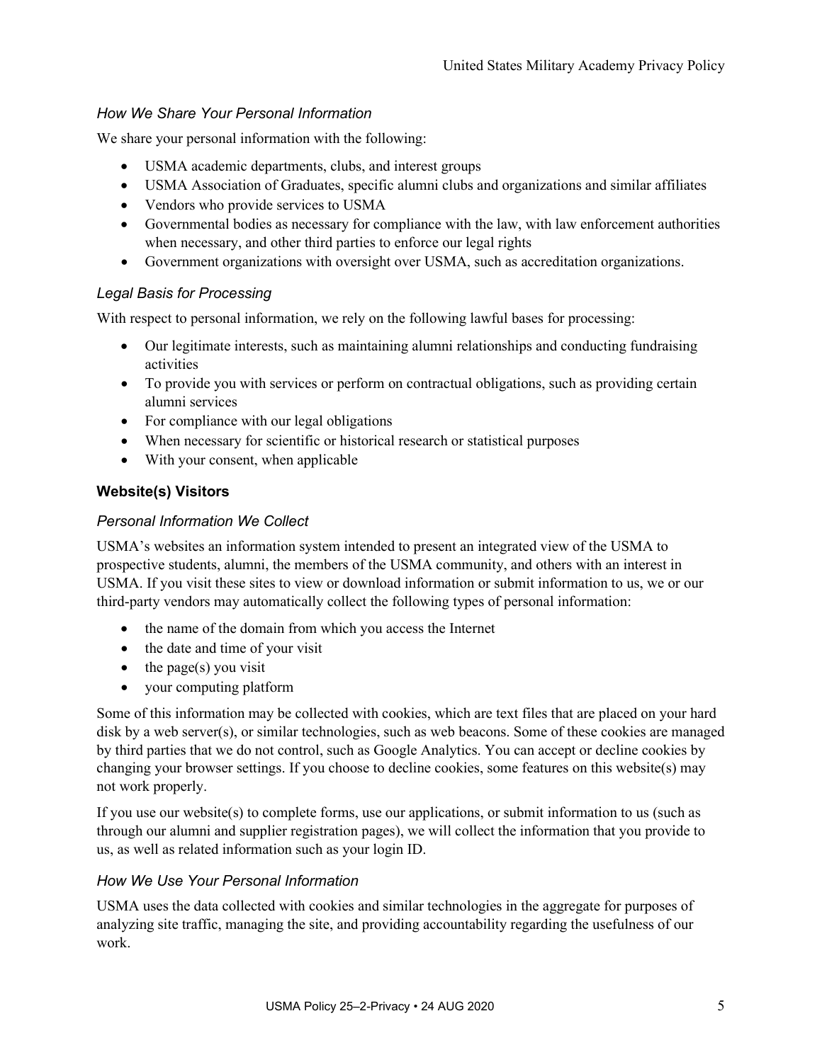### *How We Share Your Personal Information*

We share your personal information with the following:

- USMA academic departments, clubs, and interest groups
- USMA Association of Graduates, specific alumni clubs and organizations and similar affiliates
- Vendors who provide services to USMA
- Governmental bodies as necessary for compliance with the law, with law enforcement authorities when necessary, and other third parties to enforce our legal rights
- Government organizations with oversight over USMA, such as accreditation organizations.

### *Legal Basis for Processing*

With respect to personal information, we rely on the following lawful bases for processing:

- Our legitimate interests, such as maintaining alumni relationships and conducting fundraising activities
- To provide you with services or perform on contractual obligations, such as providing certain alumni services
- For compliance with our legal obligations
- When necessary for scientific or historical research or statistical purposes
- With your consent, when applicable

## **Website(s) Visitors**

### *Personal Information We Collect*

USMA's websites an information system intended to present an integrated view of the USMA to prospective students, alumni, the members of the USMA community, and others with an interest in USMA. If you visit these sites to view or download information or submit information to us, we or our third-party vendors may automatically collect the following types of personal information:

- the name of the domain from which you access the Internet
- the date and time of your visit
- the page(s) you visit
- your computing platform

Some of this information may be collected with cookies, which are text files that are placed on your hard disk by a web server(s), or similar technologies, such as web beacons. Some of these cookies are managed by third parties that we do not control, such as Google Analytics. You can accept or decline cookies by changing your browser settings. If you choose to decline cookies, some features on this website(s) may not work properly.

If you use our website(s) to complete forms, use our applications, or submit information to us (such as through our alumni and supplier registration pages), we will collect the information that you provide to us, as well as related information such as your login ID.

### *How We Use Your Personal Information*

USMA uses the data collected with cookies and similar technologies in the aggregate for purposes of analyzing site traffic, managing the site, and providing accountability regarding the usefulness of our work.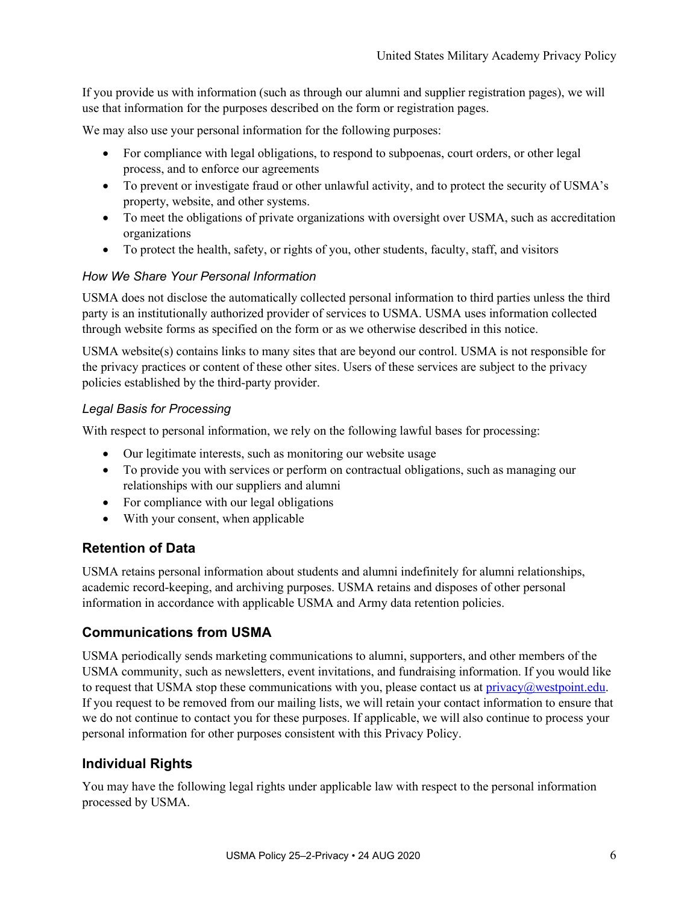If you provide us with information (such as through our alumni and supplier registration pages), we will use that information for the purposes described on the form or registration pages.

We may also use your personal information for the following purposes:

- For compliance with legal obligations, to respond to subpoenas, court orders, or other legal process, and to enforce our agreements
- To prevent or investigate fraud or other unlawful activity, and to protect the security of USMA's property, website, and other systems.
- To meet the obligations of private organizations with oversight over USMA, such as accreditation organizations
- To protect the health, safety, or rights of you, other students, faculty, staff, and visitors

### *How We Share Your Personal Information*

USMA does not disclose the automatically collected personal information to third parties unless the third party is an institutionally authorized provider of services to USMA. USMA uses information collected through website forms as specified on the form or as we otherwise described in this notice.

USMA website(s) contains links to many sites that are beyond our control. USMA is not responsible for the privacy practices or content of these other sites. Users of these services are subject to the privacy policies established by the third-party provider.

### *Legal Basis for Processing*

With respect to personal information, we rely on the following lawful bases for processing:

- Our legitimate interests, such as monitoring our website usage
- To provide you with services or perform on contractual obligations, such as managing our relationships with our suppliers and alumni
- For compliance with our legal obligations
- With your consent, when applicable

## Retention of Data

USMA retains personal information about students and alumni indefinitely for alumni relationships, academic record-keeping, and archiving purposes. USMA retains and disposes of other personal information in accordance with applicable USMA and Army data retention policies.

## Communications from USMA

USMA periodically sends marketing communications to alumni, supporters, and other members of the USMA community, such as newsletters, event invitations, and fundraising information. If you would like to request that USMA stop these communications with you, please contact us at privacy@westpoint.edu. If you request to be removed from our mailing lists, we will retain your contact information to ensure that we do not continue to contact you for these purposes. If applicable, we will also continue to process your personal information for other purposes consistent with this Privacy Policy.

## Individual Rights

You may have the following legal rights under applicable law with respect to the personal information processed by USMA.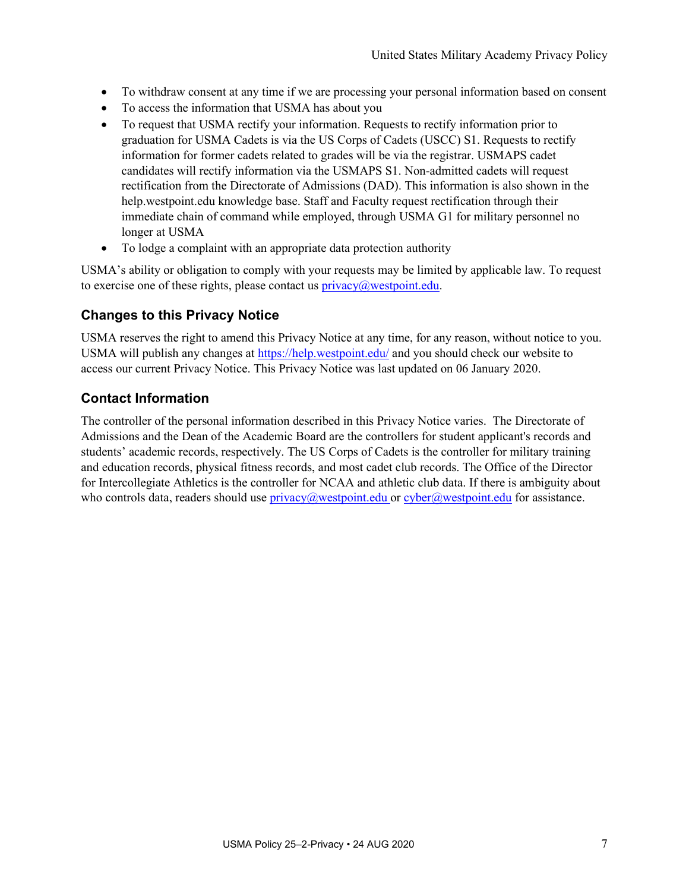- To withdraw consent at any time if we are processing your personal information based on consent
- To access the information that USMA has about you
- To request that USMA rectify your information. Requests to rectify information prior to graduation for USMA Cadets is via the US Corps of Cadets (USCC) S1. Requests to rectify information for former cadets related to grades will be via the registrar. USMAPS cadet candidates will rectify information via the USMAPS S1. Non-admitted cadets will request rectification from the Directorate of Admissions (DAD). This information is also shown in the help.westpoint.edu knowledge base. Staff and Faculty request rectification through their immediate chain of command while employed, through USMA G1 for military personnel no longer at USMA
- To lodge a complaint with an appropriate data protection authority

USMA's ability or obligation to comply with your requests may be limited by applicable law. To request to exercise one of these rights, please contact us privacy@westpoint.edu.

## Changes to this Privacy Notice

USMA reserves the right to amend this Privacy Notice at any time, for any reason, without notice to you. USMA will publish any changes at https://help.westpoint.edu/ and you should check our website to access our current Privacy Notice. This Privacy Notice was last updated on 06 January 2020.

## Contact Information

The controller of the personal information described in this Privacy Notice varies. The Directorate of Admissions and the Dean of the Academic Board are the controllers for student applicant's records and students' academic records, respectively. The US Corps of Cadets is the controller for military training and education records, physical fitness records, and most cadet club records. The Office of the Director for Intercollegiate Athletics is the controller for NCAA and athletic club data. If there is ambiguity about who controls data, readers should use privacy@westpoint.edu or cyber@westpoint.edu for assistance.